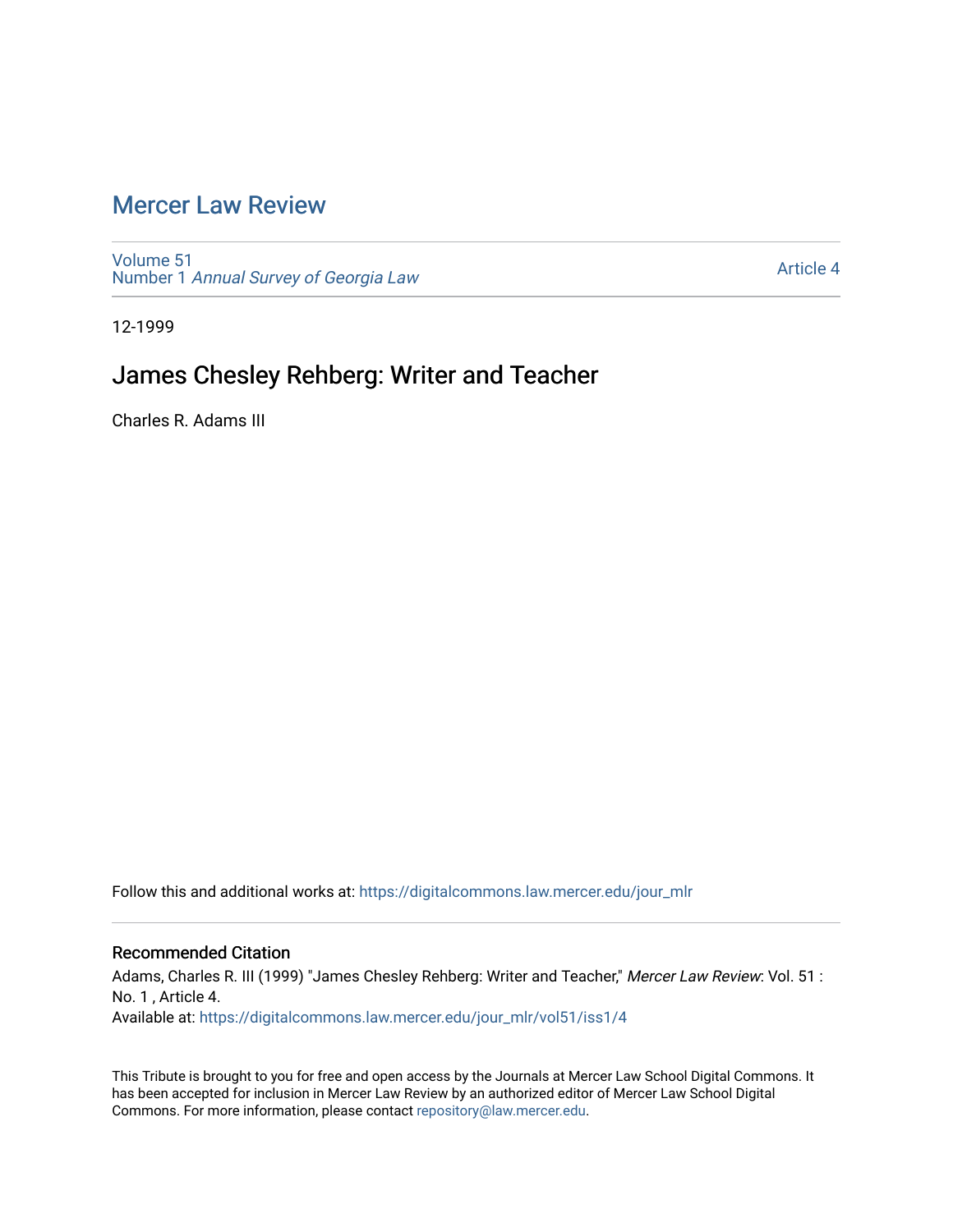# Mercer Law Review

Volume 51
Number 1 *Annual Survey of Georgia Law*

Article 4

12-1999

## James Chesley Rehberg: Writer and Teacher

Charles R. Adams III

Follow this and additional works at: https://digitalcommons.law.mercer.edu/jour_mlr

### Recommended Citation

Adams, Charles R. III (1999) "James Chesley Rehberg: Writer and Teacher," *Mercer Law Review*: Vol. 51 : No. 1 , Article 4.
Available at: https://digitalcommons.law.mercer.edu/jour_mlr/vol51/iss1/4

This Tribute is brought to you for free and open access by the Journals at Mercer Law School Digital Commons. It has been accepted for inclusion in Mercer Law Review by an authorized editor of Mercer Law School Digital Commons. For more information, please contact repository@law.mercer.edu.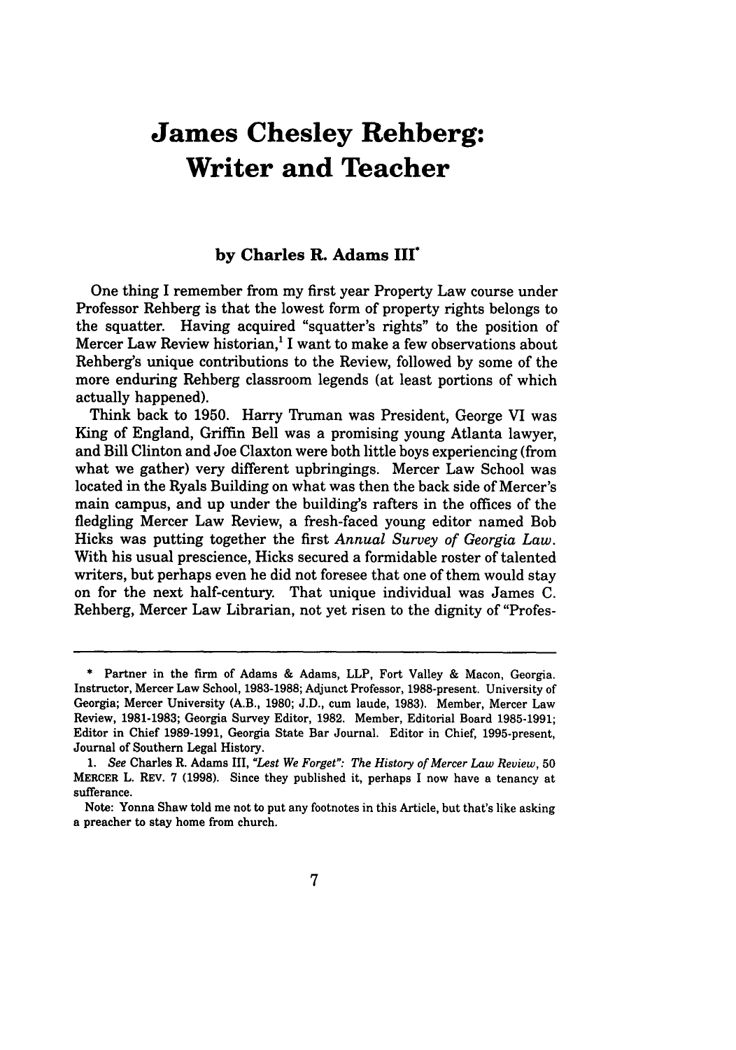# James Chesley Rehberg: Writer and Teacher

### by Charles R. Adams III*

One thing I remember from my first year Property Law course under Professor Rehberg is that the lowest form of property rights belongs to the squatter. Having acquired "squatter's rights" to the position of Mercer Law Review historian,[1] I want to make a few observations about Rehberg's unique contributions to the Review, followed by some of the more enduring Rehberg classroom legends (at least portions of which actually happened).

Think back to 1950. Harry Truman was President, George VI was King of England, Griffin Bell was a promising young Atlanta lawyer, and Bill Clinton and Joe Claxton were both little boys experiencing (from what we gather) very different upbringings. Mercer Law School was located in the Ryals Building on what was then the back side of Mercer's main campus, and up under the building's rafters in the offices of the fledgling Mercer Law Review, a fresh-faced young editor named Bob Hicks was putting together the first *Annual Survey of Georgia Law*. With his usual prescience, Hicks secured a formidable roster of talented writers, but perhaps even he did not foresee that one of them would stay on for the next half-century. That unique individual was James C. Rehberg, Mercer Law Librarian, not yet risen to the dignity of "Profes-

---

\* Partner in the firm of Adams & Adams, LLP, Fort Valley & Macon, Georgia. Instructor, Mercer Law School, 1983-1988; Adjunct Professor, 1988-present. University of Georgia; Mercer University (A.B., 1980; J.D., cum laude, 1983). Member, Mercer Law Review, 1981-1983; Georgia Survey Editor, 1982. Member, Editorial Board 1985-1991; Editor in Chief 1989-1991, Georgia State Bar Journal. Editor in Chief, 1995-present, Journal of Southern Legal History.

1. *See* Charles R. Adams III, *"Lest We Forget": The History of Mercer Law Review*, 50 MERCER L. REV. 7 (1998). Since they published it, perhaps I now have a tenancy at sufferance.

Note: Yonna Shaw told me not to put any footnotes in this Article, but that's like asking a preacher to stay home from church.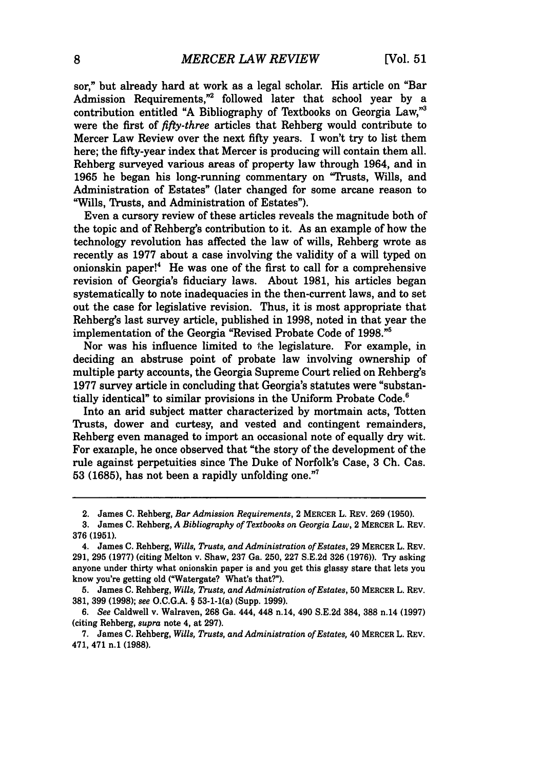sor," but already hard at work as a legal scholar. His article on "Bar Admission Requirements,"[2] followed later that school year by a contribution entitled "A Bibliography of Textbooks on Georgia Law,"[3] were the first of *fifty-three* articles that Rehberg would contribute to Mercer Law Review over the next fifty years. I won't try to list them here; the fifty-year index that Mercer is producing will contain them all. Rehberg surveyed various areas of property law through 1964, and in 1965 he began his long-running commentary on "Trusts, Wills, and Administration of Estates" (later changed for some arcane reason to "Wills, Trusts, and Administration of Estates").

Even a cursory review of these articles reveals the magnitude both of the topic and of Rehberg's contribution to it. As an example of how the technology revolution has affected the law of wills, Rehberg wrote as recently as 1977 about a case involving the validity of a will typed on onionskin paper![4] He was one of the first to call for a comprehensive revision of Georgia's fiduciary laws. About 1981, his articles began systematically to note inadequacies in the then-current laws, and to set out the case for legislative revision. Thus, it is most appropriate that Rehberg's last survey article, published in 1998, noted in that year the implementation of the Georgia "Revised Probate Code of 1998."[5]

Nor was his influence limited to the legislature. For example, in deciding an abstruse point of probate law involving ownership of multiple party accounts, the Georgia Supreme Court relied on Rehberg's 1977 survey article in concluding that Georgia's statutes were "substantially identical" to similar provisions in the Uniform Probate Code.[6]

Into an arid subject matter characterized by mortmain acts, Totten Trusts, dower and curtesy, and vested and contingent remainders, Rehberg even managed to import an occasional note of equally dry wit. For example, he once observed that "the story of the development of the rule against perpetuities since The Duke of Norfolk's Case, 3 Ch. Cas. 53 (1685), has not been a rapidly unfolding one."[7]

---

2. James C. Rehberg, *Bar Admission Requirements*, 2 MERCER L. REV. 269 (1950).

3. James C. Rehberg, *A Bibliography of Textbooks on Georgia Law*, 2 MERCER L. REV. 376 (1951).

4. James C. Rehberg, *Wills, Trusts, and Administration of Estates*, 29 MERCER L. REV. 291, 295 (1977) (citing Melton v. Shaw, 237 Ga. 250, 227 S.E.2d 326 (1976)). Try asking anyone under thirty what onionskin paper is and you get this glassy stare that lets you know you're getting old ("Watergate? What's that?").

5. James C. Rehberg, *Wills, Trusts, and Administration of Estates*, 50 MERCER L. REV. 381, 399 (1998); *see* O.C.G.A. § 53-1-1(a) (Supp. 1999).

6. *See* Caldwell v. Walraven, 268 Ga. 444, 448 n.14, 490 S.E.2d 384, 388 n.14 (1997) (citing Rehberg, *supra* note 4, at 297).

7. James C. Rehberg, *Wills, Trusts, and Administration of Estates*, 40 MERCER L. REV. 471, 471 n.1 (1988).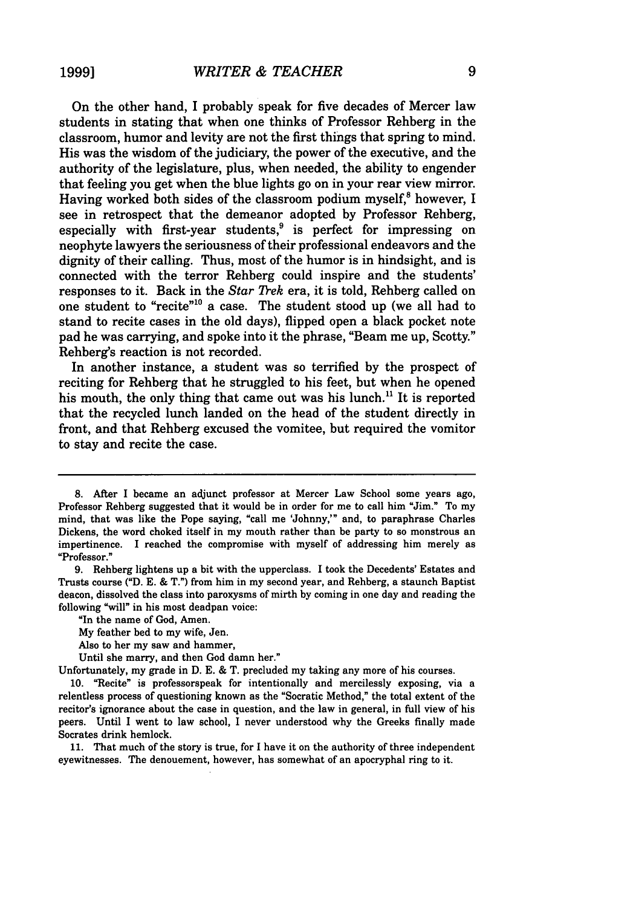On the other hand, I probably speak for five decades of Mercer law students in stating that when one thinks of Professor Rehberg in the classroom, humor and levity are not the first things that spring to mind. His was the wisdom of the judiciary, the power of the executive, and the authority of the legislature, plus, when needed, the ability to engender that feeling you get when the blue lights go on in your rear view mirror. Having worked both sides of the classroom podium myself,[8] however, I see in retrospect that the demeanor adopted by Professor Rehberg, especially with first-year students,[9] is perfect for impressing on neophyte lawyers the seriousness of their professional endeavors and the dignity of their calling. Thus, most of the humor is in hindsight, and is connected with the terror Rehberg could inspire and the students' responses to it. Back in the *Star Trek* era, it is told, Rehberg called on one student to "recite"[10] a case. The student stood up (we all had to stand to recite cases in the old days), flipped open a black pocket note pad he was carrying, and spoke into it the phrase, "Beam me up, Scotty." Rehberg's reaction is not recorded.

In another instance, a student was so terrified by the prospect of reciting for Rehberg that he struggled to his feet, but when he opened his mouth, the only thing that came out was his lunch.[11] It is reported that the recycled lunch landed on the head of the student directly in front, and that Rehberg excused the vomitee, but required the vomitor to stay and recite the case.

---

8. After I became an adjunct professor at Mercer Law School some years ago, Professor Rehberg suggested that it would be in order for me to call him "Jim." To my mind, that was like the Pope saying, "call me 'Johnny,'" and, to paraphrase Charles Dickens, the word choked itself in my mouth rather than be party to so monstrous an impertinence. I reached the compromise with myself of addressing him merely as "Professor."

9. Rehberg lightens up a bit with the upperclass. I took the Decedents' Estates and Trusts course ("D. E. & T.") from him in my second year, and Rehberg, a staunch Baptist deacon, dissolved the class into paroxysms of mirth by coming in one day and reading the following "will" in his most deadpan voice:

"In the name of God, Amen.
My feather bed to my wife, Jen.
Also to her my saw and hammer,
Until she marry, and then God damn her."

Unfortunately, my grade in D. E. & T. precluded my taking any more of his courses.

10. "Recite" is professorspeak for intentionally and mercilessly exposing, via a relentless process of questioning known as the "Socratic Method," the total extent of the recitor's ignorance about the case in question, and the law in general, in full view of his peers. Until I went to law school, I never understood why the Greeks finally made Socrates drink hemlock.

11. That much of the story is true, for I have it on the authority of three independent eyewitnesses. The denouement, however, has somewhat of an apocryphal ring to it.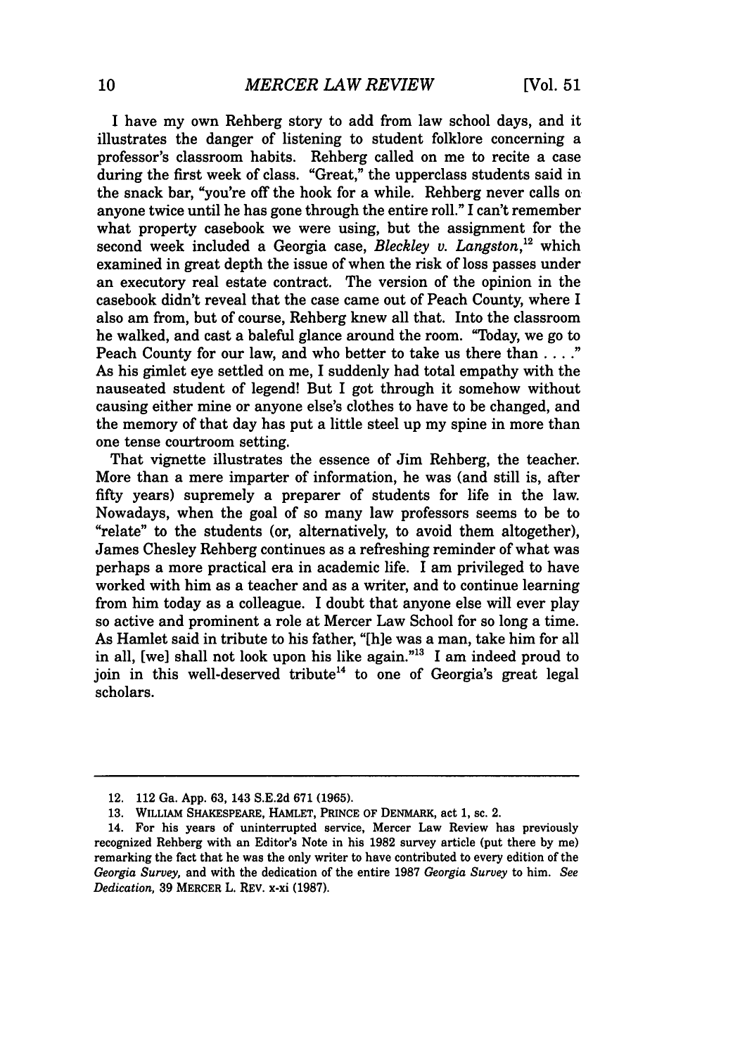I have my own Rehberg story to add from law school days, and it illustrates the danger of listening to student folklore concerning a professor's classroom habits. Rehberg called on me to recite a case during the first week of class. "Great," the upperclass students said in the snack bar, "you're off the hook for a while. Rehberg never calls on anyone twice until he has gone through the entire roll." I can't remember what property casebook we were using, but the assignment for the second week included a Georgia case, *Bleckley v. Langston*,[12] which examined in great depth the issue of when the risk of loss passes under an executory real estate contract. The version of the opinion in the casebook didn't reveal that the case came out of Peach County, where I also am from, but of course, Rehberg knew all that. Into the classroom he walked, and cast a baleful glance around the room. "Today, we go to Peach County for our law, and who better to take us there than . . . ." As his gimlet eye settled on me, I suddenly had total empathy with the nauseated student of legend! But I got through it somehow without causing either mine or anyone else's clothes to have to be changed, and the memory of that day has put a little steel up my spine in more than one tense courtroom setting.

That vignette illustrates the essence of Jim Rehberg, the teacher. More than a mere imparter of information, he was (and still is, after fifty years) supremely a preparer of students for life in the law. Nowadays, when the goal of so many law professors seems to be to "relate" to the students (or, alternatively, to avoid them altogether), James Chesley Rehberg continues as a refreshing reminder of what was perhaps a more practical era in academic life. I am privileged to have worked with him as a teacher and as a writer, and to continue learning from him today as a colleague. I doubt that anyone else will ever play so active and prominent a role at Mercer Law School for so long a time. As Hamlet said in tribute to his father, "[h]e was a man, take him for all in all, [we] shall not look upon his like again."[13] I am indeed proud to join in this well-deserved tribute[14] to one of Georgia's great legal scholars.

---

12. 112 Ga. App. 63, 143 S.E.2d 671 (1965).

13. WILLIAM SHAKESPEARE, HAMLET, PRINCE OF DENMARK, act 1, sc. 2.

14. For his years of uninterrupted service, Mercer Law Review has previously recognized Rehberg with an Editor's Note in his 1982 survey article (put there by me) remarking the fact that he was the only writer to have contributed to every edition of the *Georgia Survey*, and with the dedication of the entire 1987 *Georgia Survey* to him. *See Dedication*, 39 MERCER L. REV. x-xi (1987).